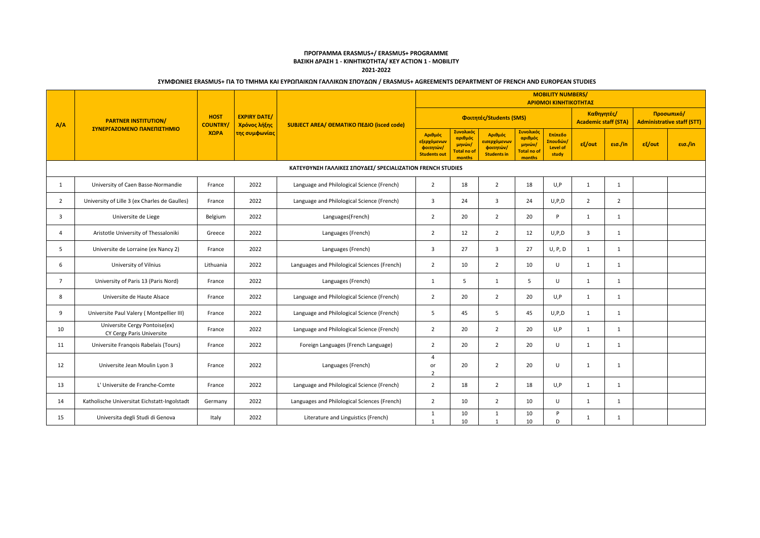**ΠΡΟΓΡΑΜΜΑ ERASMUS+/ ERASMUS+ PROGRAMME**
**ΒΑΣΙΚΗ ΔΡΑΣΗ 1 - ΚΙΝΗΤΙΚΟΤΗΤΑ/ KEY ACTION 1 - MOBILITY**
**2021-2022**

**ΣΥΜΦΩΝΙΕΣ ERASMUS+ ΓΙΑ ΤΟ ΤΜΗΜΑ ΚΑΙ ΕΥΡΩΠΑΙΚΩΝ ΓΑΛΛΙΚΩΝ ΣΠΟΥΔΩΝ / ERASMUS+ AGREEMENTS DEPARTMENT OF FRENCH AND EUROPEAN STUDIES**

| A/A | PARTNER INSTITUTION/ ΣΥΝΕΡΓΑΖΟΜΕΝΟ ΠΑΝΕΠΙΣΤΗΜΙΟ | HOST COUNTRY/ ΧΩΡΑ | EXPIRY DATE/ Χρόνος λήξης της συμφωνίας | SUBJECT AREA/ ΘΕΜΑΤΙΚΟ ΠΕΔΙΟ (isced code) | MOBILITY NUMBERS/ ΑΡΙΘΜΟΙ ΚΙΝΗΤΙΚΟΤΗΤΑΣ | | | | | | | | |
|---|---|---|---|---|---|---|---|---|---|---|---|---|---|
| | | | | | Φοιτητές/Students (SMS) | | | | | Καθηγητές/ Academic staff (STA) | | Προσωπικό/ Administrative staff (STT) | |
| | | | | | Αριθμός εξερχόμενων φοιτητών/ Students out | Συνολικός αριθμός μηνών/ Total no of months | Αριθμός εισερχόμενων φοιτητών/ Students in | Συνολικός αριθμός μηνών/ Total no of months | Επίπεδο Σπουδών/ Level of study | εξ/out | εισ./in | εξ/out | εισ./in |
| **ΚΑΤΕΥΘΥΝΣΗ ΓΑΛΛΙΚΕΣ ΣΠΟΥΔΕΣ/ SPECIALIZATION FRENCH STUDIES** | | | | | | | | | | | | | |
| 1 | University of Caen Basse-Normandie | France | 2022 | Language and Philological Science (French) | 2 | 18 | 2 | 18 | U,P | 1 | 1 | | |
| 2 | University of Lille 3 (ex Charles de Gaulles) | France | 2022 | Language and Philological Science (French) | 3 | 24 | 3 | 24 | U,P,D | 2 | 2 | | |
| 3 | Universite de Liege | Belgium | 2022 | Languages(French) | 2 | 20 | 2 | 20 | P | 1 | 1 | | |
| 4 | Aristotle University of Thessaloniki | Greece | 2022 | Languages (French) | 2 | 12 | 2 | 12 | U,P,D | 3 | 1 | | |
| 5 | Universite de Lorraine (ex Nancy 2) | France | 2022 | Languages (French) | 3 | 27 | 3 | 27 | U, P, D | 1 | 1 | | |
| 6 | University of Vilnius | Lithuania | 2022 | Languages and Philological Sciences (French) | 2 | 10 | 2 | 10 | U | 1 | 1 | | |
| 7 | University of Paris 13 (Paris Nord) | France | 2022 | Languages (French) | 1 | 5 | 1 | 5 | U | 1 | 1 | | |
| 8 | Universite de Haute Alsace | France | 2022 | Language and Philological Science (French) | 2 | 20 | 2 | 20 | U,P | 1 | 1 | | |
| 9 | Universite Paul Valery ( Montpellier III) | France | 2022 | Language and Philological Science (French) | 5 | 45 | 5 | 45 | U,P,D | 1 | 1 | | |
| 10 | Universite Cergy Pontoise(ex) CY Cergy Paris Universite | France | 2022 | Language and Philological Science (French) | 2 | 20 | 2 | 20 | U,P | 1 | 1 | | |
| 11 | Universite Franqois Rabelais (Tours) | France | 2022 | Foreign Languages (French Language) | 2 | 20 | 2 | 20 | U | 1 | 1 | | |
| 12 | Universite Jean Moulin Lyon 3 | France | 2022 | Languages (French) | 4 or 2 | 20 | 2 | 20 | U | 1 | 1 | | |
| 13 | L' Universite de Franche-Comte | France | 2022 | Language and Philological Science (French) | 2 | 18 | 2 | 18 | U,P | 1 | 1 | | |
| 14 | Katholische Universitat Eichstatt-Ingolstadt | Germany | 2022 | Languages and Philological Sciences (French) | 2 | 10 | 2 | 10 | U | 1 | 1 | | |
| 15 | Universita degli Studi di Genova | Italy | 2022 | Literature and Linguistics (French) | 1 1 | 10 10 | 1 1 | 10 10 | P D | 1 | 1 | | |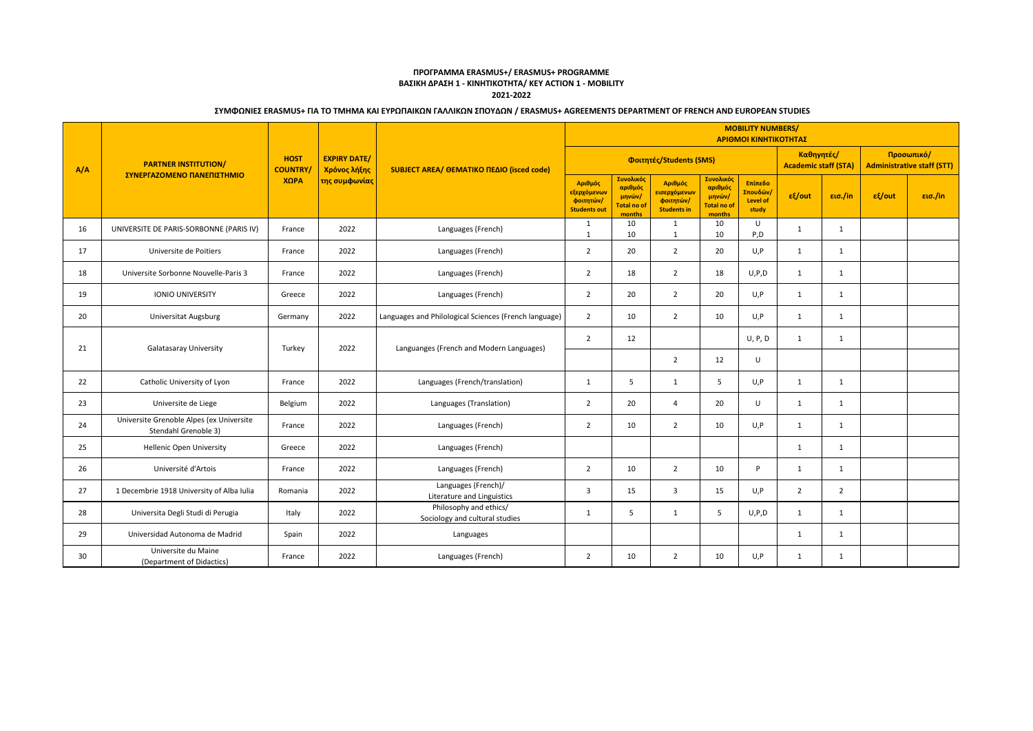**ΠΡΟΓΡΑΜΜΑ ERASMUS+/ ERASMUS+ PROGRAMME**
**ΒΑΣΙΚΗ ΔΡΑΣΗ 1 - ΚΙΝΗΤΙΚΟΤΗΤΑ/ KEY ACTION 1 - MOBILITY**
**2021-2022**

**ΣΥΜΦΩΝΙΕΣ ERASMUS+ ΓΙΑ ΤΟ ΤΜΗΜΑ ΚΑΙ ΕΥΡΩΠΑΙΚΩΝ ΓΑΛΛΙΚΩΝ ΣΠΟΥΔΩΝ / ERASMUS+ AGREEMENTS DEPARTMENT OF FRENCH AND EUROPEAN STUDIES**

| A/A | PARTNER INSTITUTION/ ΣΥΝΕΡΓΑΖΟΜΕΝΟ ΠΑΝΕΠΙΣΤΗΜΙΟ | HOST COUNTRY/ ΧΩΡΑ | EXPIRY DATE/ Χρόνος λήξης της συμφωνίας | SUBJECT AREA/ ΘΕΜΑΤΙΚΟ ΠΕΔΙΟ (isced code) | MOBILITY NUMBERS/ ΑΡΙΘΜΟΙ ΚΙΝΗΤΙΚΟΤΗΤΑΣ | | | | | | | | |
|---|---|---|---|---|---|---|---|---|---|---|---|---|---|
| | | | | | Φοιτητές/Students (SMS) | | | | | Καθηγητές/ Academic staff (STA) | | Προσωπικό/ Administrative staff (STT) | |
| | | | | | Αριθμός εξερχόμενων φοιτητών/ Students out | Συνολικός αριθμός μηνών/ Total no of months | Αριθμός εισερχόμενων φοιτητών/ Students in | Συνολικός αριθμός μηνών/ Total no of months | Επίπεδο Σπουδών/ Level of study | εξ/out | εισ./in | εξ/out | εισ./in |
| 16 | UNIVERSITE DE PARIS-SORBONNE (PARIS IV) | France | 2022 | Languages (French) | 1<br>1 | 10<br>10 | 1<br>1 | 10<br>10 | U<br>P,D | 1 | 1 | | |
| 17 | Universite de Poitiers | France | 2022 | Languages (French) | 2 | 20 | 2 | 20 | U,P | 1 | 1 | | |
| 18 | Universite Sorbonne Nouvelle-Paris 3 | France | 2022 | Languages (French) | 2 | 18 | 2 | 18 | U,P,D | 1 | 1 | | |
| 19 | IONIO UNIVERSITY | Greece | 2022 | Languages (French) | 2 | 20 | 2 | 20 | U,P | 1 | 1 | | |
| 20 | Universitat Augsburg | Germany | 2022 | Languages and Philological Sciences (French language) | 2 | 10 | 2 | 10 | U,P | 1 | 1 | | |
| 21 | Galatasaray University | Turkey | 2022 | Languanges (French and Modern Languages) | 2 | 12 | | | U, P, D | 1 | 1 | | |
| | | | | | | | 2 | 12 | U | | | | |
| 22 | Catholic University of Lyon | France | 2022 | Languages (French/translation) | 1 | 5 | 1 | 5 | U,P | 1 | 1 | | |
| 23 | Universite de Liege | Belgium | 2022 | Languages (Translation) | 2 | 20 | 4 | 20 | U | 1 | 1 | | |
| 24 | Universite Grenoble Alpes (ex Universite Stendahl Grenoble 3) | France | 2022 | Languages (French) | 2 | 10 | 2 | 10 | U,P | 1 | 1 | | |
| 25 | Hellenic Open University | Greece | 2022 | Languages (French) | | | | | | 1 | 1 | | |
| 26 | Université d'Artois | France | 2022 | Languages (French) | 2 | 10 | 2 | 10 | P | 1 | 1 | | |
| 27 | 1 Decembrie 1918 University of Alba Iulia | Romania | 2022 | Languages (French)/ Literature and Linguistics | 3 | 15 | 3 | 15 | U,P | 2 | 2 | | |
| 28 | Universita Degli Studi di Perugia | Italy | 2022 | Philosophy and ethics/ Sociology and cultural studies | 1 | 5 | 1 | 5 | U,P,D | 1 | 1 | | |
| 29 | Universidad Autonoma de Madrid | Spain | 2022 | Languages | | | | | | 1 | 1 | | |
| 30 | Universite du Maine (Department of Didactics) | France | 2022 | Languages (French) | 2 | 10 | 2 | 10 | U,P | 1 | 1 | | |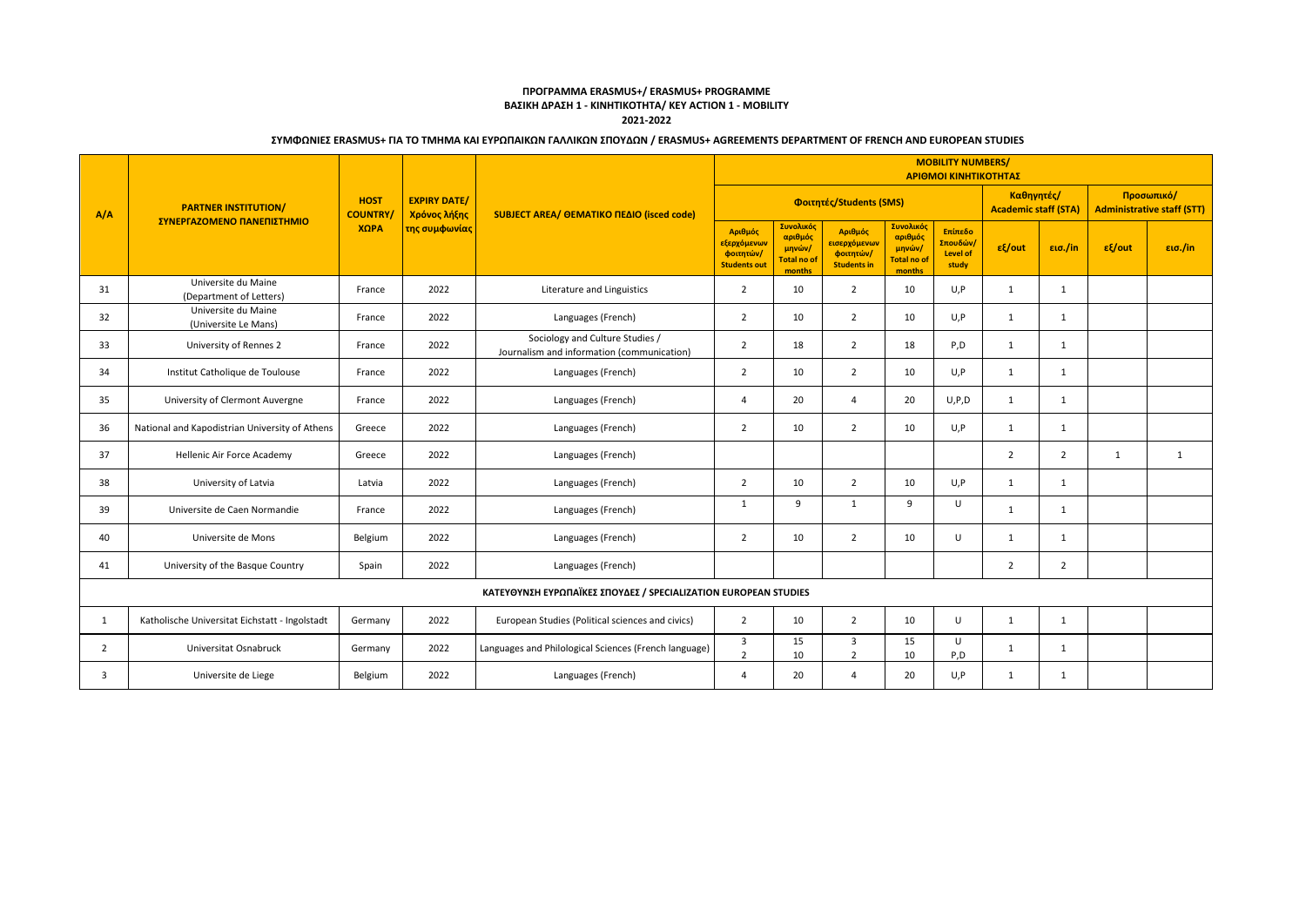**ΠΡΟΓΡΑΜΜΑ ERASMUS+/ ERASMUS+ PROGRAMME**
**ΒΑΣΙΚΗ ΔΡΑΣΗ 1 - ΚΙΝΗΤΙΚΟΤΗΤΑ/ KEY ACTION 1 - MOBILITY**
**2021-2022**

**ΣΥΜΦΩΝΙΕΣ ERASMUS+ ΓΙΑ ΤΟ ΤΜΗΜΑ ΚΑΙ ΕΥΡΩΠΑΙΚΩΝ ΓΑΛΛΙΚΩΝ ΣΠΟΥΔΩΝ / ERASMUS+ AGREEMENTS DEPARTMENT OF FRENCH AND EUROPEAN STUDIES**

| A/A | PARTNER INSTITUTION/ ΣΥΝΕΡΓΑΖΟΜΕΝΟ ΠΑΝΕΠΙΣΤΗΜΙΟ | HOST COUNTRY/ ΧΩΡΑ | EXPIRY DATE/ Χρόνος λήξης της συμφωνίας | SUBJECT AREA/ ΘΕΜΑΤΙΚΟ ΠΕΔΙΟ (isced code) | MOBILITY NUMBERS/ ΑΡΙΘΜΟΙ ΚΙΝΗΤΙΚΟΤΗΤΑΣ | | | | | | | | |
|---|---|---|---|---|---|---|---|---|---|---|---|---|---|
| | | | | | Φοιτητές/Students (SMS) | | | | | Καθηγητές/ Academic staff (STA) | | Προσωπικό/ Administrative staff (STT) | |
| | | | | | Αριθμός εξερχόμενων φοιτητών/ Students out | Συνολικός αριθμός μηνών/ Total no of months | Αριθμός εισερχόμενων φοιτητών/ Students in | Συνολικός αριθμός μηνών/ Total no of months | Επίπεδο Σπουδών/ Level of study | εξ/out | εισ./in | εξ/out | εισ./in |
| 31 | Universite du Maine (Department of Letters) | France | 2022 | Literature and Linguistics | 2 | 10 | 2 | 10 | U,P | 1 | 1 | | |
| 32 | Universite du Maine (Universite Le Mans) | France | 2022 | Languages (French) | 2 | 10 | 2 | 10 | U,P | 1 | 1 | | |
| 33 | University of Rennes 2 | France | 2022 | Sociology and Culture Studies / Journalism and information (communication) | 2 | 18 | 2 | 18 | P,D | 1 | 1 | | |
| 34 | Institut Catholique de Toulouse | France | 2022 | Languages (French) | 2 | 10 | 2 | 10 | U,P | 1 | 1 | | |
| 35 | University of Clermont Auvergne | France | 2022 | Languages (French) | 4 | 20 | 4 | 20 | U,P,D | 1 | 1 | | |
| 36 | National and Kapodistrian University of Athens | Greece | 2022 | Languages (French) | 2 | 10 | 2 | 10 | U,P | 1 | 1 | | |
| 37 | Hellenic Air Force Academy | Greece | 2022 | Languages (French) | | | | | | 2 | 2 | 1 | 1 |
| 38 | University of Latvia | Latvia | 2022 | Languages (French) | 2 | 10 | 2 | 10 | U,P | 1 | 1 | | |
| 39 | Universite de Caen Normandie | France | 2022 | Languages (French) | 1 | 9 | 1 | 9 | U | 1 | 1 | | |
| 40 | Universite de Mons | Belgium | 2022 | Languages (French) | 2 | 10 | 2 | 10 | U | 1 | 1 | | |
| 41 | University of the Basque Country | Spain | 2022 | Languages (French) | | | | | | 2 | 2 | | |
| **ΚΑΤΕΥΘΥΝΣΗ ΕΥΡΩΠΑΪΚΕΣ ΣΠΟΥΔΕΣ / SPECIALIZATION EUROPEAN STUDIES** | | | | | | | | | | | | | |
| 1 | Katholische Universitat Eichstatt - Ingolstadt | Germany | 2022 | European Studies (Political sciences and civics) | 2 | 10 | 2 | 10 | U | 1 | 1 | | |
| 2 | Universitat Osnabruck | Germany | 2022 | Languages and Philological Sciences (French language) | 3<br>2 | 15<br>10 | 3<br>2 | 15<br>10 | U<br>P,D | 1 | 1 | | |
| 3 | Universite de Liege | Belgium | 2022 | Languages (French) | 4 | 20 | 4 | 20 | U,P | 1 | 1 | | |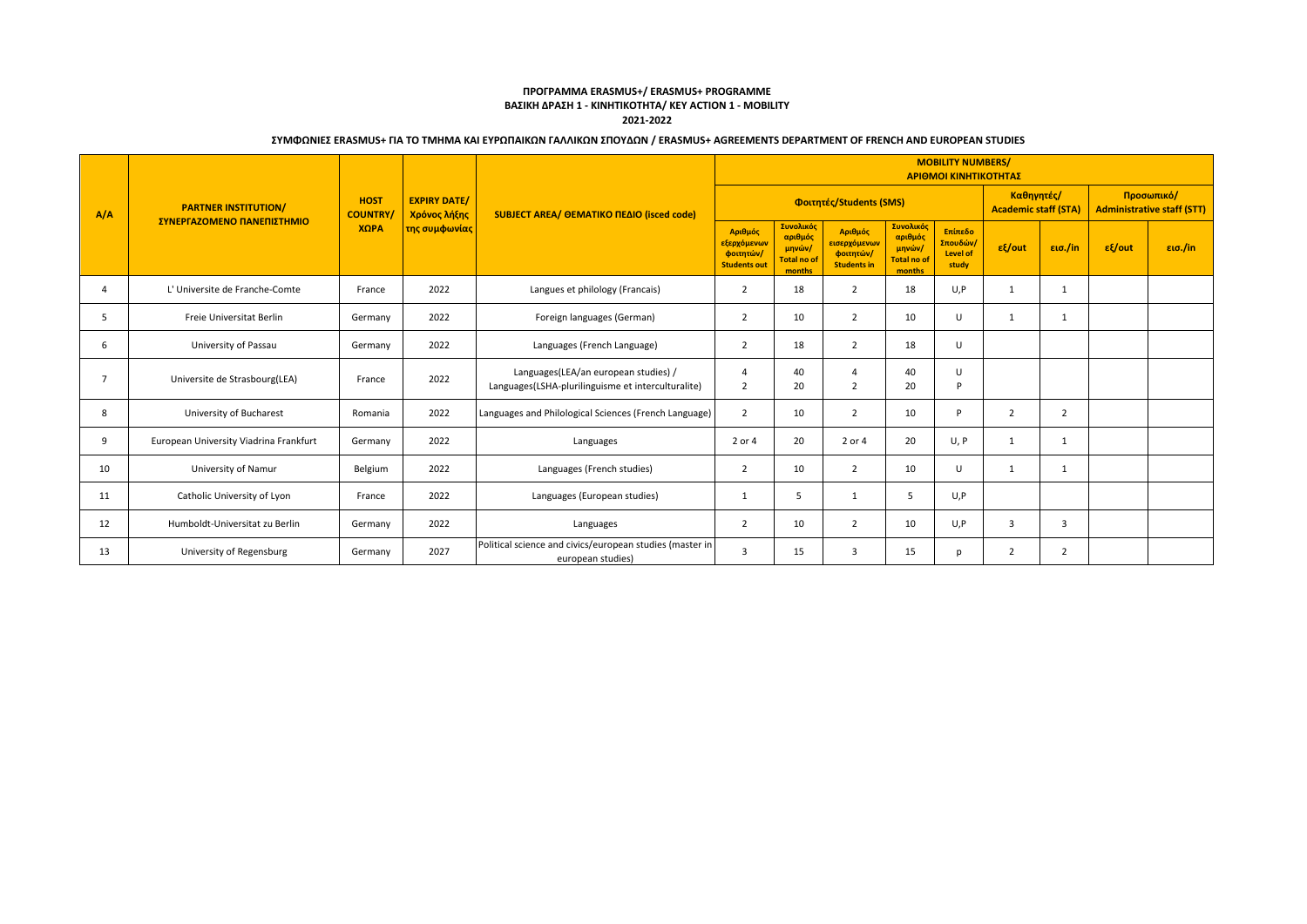**ΠΡΟΓΡΑΜΜΑ ERASMUS+/ ERASMUS+ PROGRAMME**

**ΒΑΣΙΚΗ ΔΡΑΣΗ 1 - ΚΙΝΗΤΙΚΟΤΗΤΑ/ KEY ACTION 1 - MOBILITY**

**2021-2022**

**ΣΥΜΦΩΝΙΕΣ ERASMUS+ ΓΙΑ ΤΟ ΤΜΗΜΑ ΚΑΙ ΕΥΡΩΠΑΙΚΩΝ ΓΑΛΛΙΚΩΝ ΣΠΟΥΔΩΝ / ERASMUS+ AGREEMENTS DEPARTMENT OF FRENCH AND EUROPEAN STUDIES**

| A/A | PARTNER INSTITUTION/ ΣΥΝΕΡΓΑΖΟΜΕΝΟ ΠΑΝΕΠΙΣΤΗΜΙΟ | HOST COUNTRY/ ΧΩΡΑ | EXPIRY DATE/ Χρόνος λήξης της συμφωνίας | SUBJECT AREA/ ΘΕΜΑΤΙΚΟ ΠΕΔΙΟ (isced code) | MOBILITY NUMBERS/ ΑΡΙΘΜΟΙ ΚΙΝΗΤΙΚΟΤΗΤΑΣ | | | | | | | | |
|---|---|---|---|---|---|---|---|---|---|---|---|---|---|
| | | | | | Φοιτητές/Students (SMS) | | | | | Καθηγητές/ Academic staff (STA) | | Προσωπικό/ Administrative staff (STT) | |
| | | | | | Αριθμός εξερχόμενων φοιτητών/ Students out | Συνολικός αριθμός μηνών/ Total no of months | Αριθμός εισερχόμενων φοιτητών/ Students in | Συνολικός αριθμός μηνών/ Total no of months | Επίπεδο Σπουδών/ Level of study | εξ/out | εισ./in | εξ/out | εισ./in |
| 4 | L' Universite de Franche-Comte | France | 2022 | Langues et philology (Francais) | 2 | 18 | 2 | 18 | U,P | 1 | 1 | | |
| 5 | Freie Universitat Berlin | Germany | 2022 | Foreign languages (German) | 2 | 10 | 2 | 10 | U | 1 | 1 | | |
| 6 | University of Passau | Germany | 2022 | Languages (French Language) | 2 | 18 | 2 | 18 | U | | | | |
| 7 | Universite de Strasbourg(LEA) | France | 2022 | Languages(LEA/an european studies) / Languages(LSHA-plurilinguisme et interculturalite) | 4<br>2 | 40<br>20 | 4<br>2 | 40<br>20 | U<br>P | | | | |
| 8 | University of Bucharest | Romania | 2022 | Languages and Philological Sciences (French Language) | 2 | 10 | 2 | 10 | P | 2 | 2 | | |
| 9 | European University Viadrina Frankfurt | Germany | 2022 | Languages | 2 or 4 | 20 | 2 or 4 | 20 | U, P | 1 | 1 | | |
| 10 | University of Namur | Belgium | 2022 | Languages (French studies) | 2 | 10 | 2 | 10 | U | 1 | 1 | | |
| 11 | Catholic University of Lyon | France | 2022 | Languages (European studies) | 1 | 5 | 1 | 5 | U,P | | | | |
| 12 | Humboldt-Universitat zu Berlin | Germany | 2022 | Languages | 2 | 10 | 2 | 10 | U,P | 3 | 3 | | |
| 13 | University of Regensburg | Germany | 2027 | Political science and civics/european studies (master in european studies) | 3 | 15 | 3 | 15 | p | 2 | 2 | | |